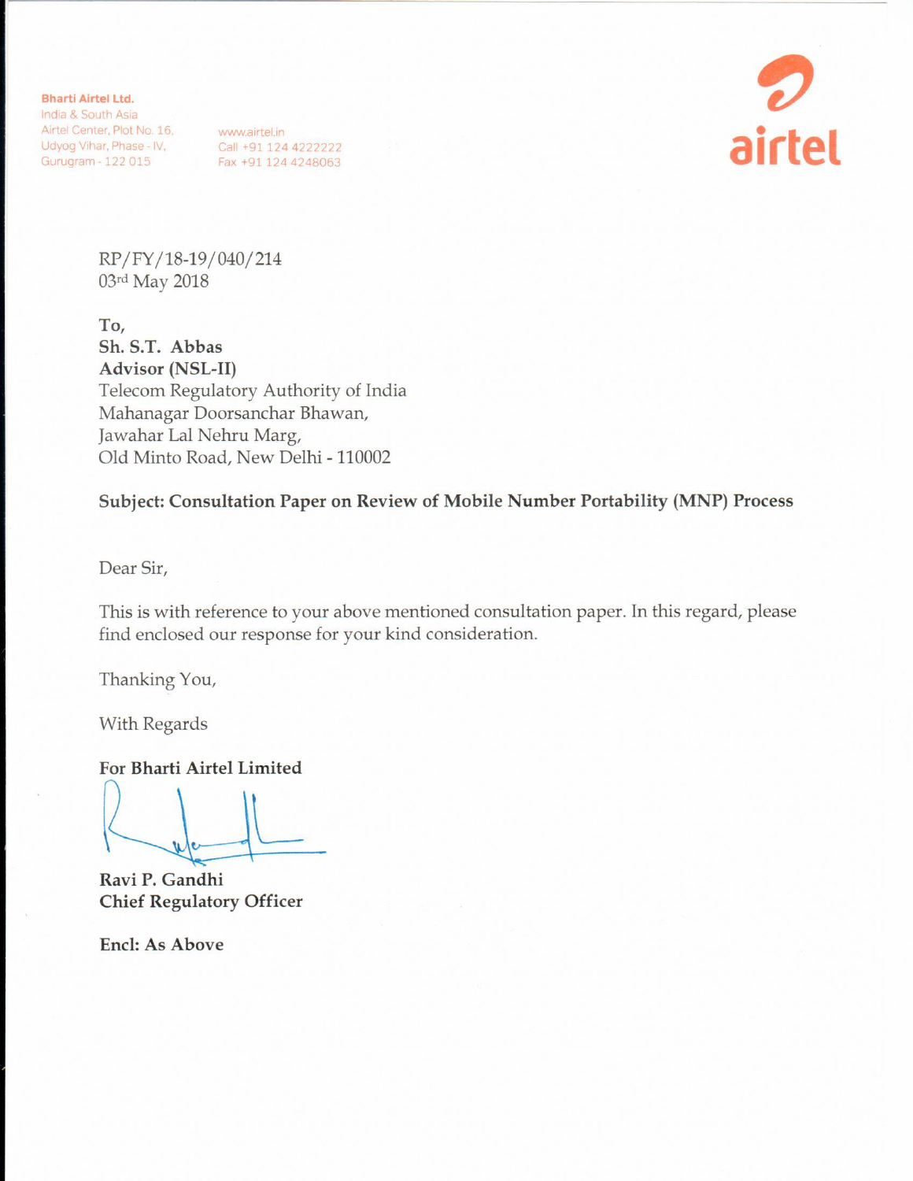**Bharti Airtel Ltd.**
India & South Asia
Airtel Center, Plot No. 16,
Udyog Vihar, Phase - IV,
Gurugram - 122 015

www.airtel.in
Call +91 124 4222222
Fax +91 124 4248063

airtel

RP/FY/18-19/040/214
03rd May 2018

**To,**
**Sh. S.T. Abbas**
**Advisor (NSL-II)**
Telecom Regulatory Authority of India
Mahanagar Doorsanchar Bhawan,
Jawahar Lal Nehru Marg,
Old Minto Road, New Delhi - 110002

**Subject: Consultation Paper on Review of Mobile Number Portability (MNP) Process**

Dear Sir,

This is with reference to your above mentioned consultation paper. In this regard, please find enclosed our response for your kind consideration.

Thanking You,

With Regards

**For Bharti Airtel Limited**

**Ravi P. Gandhi**
**Chief Regulatory Officer**

**Encl: As Above**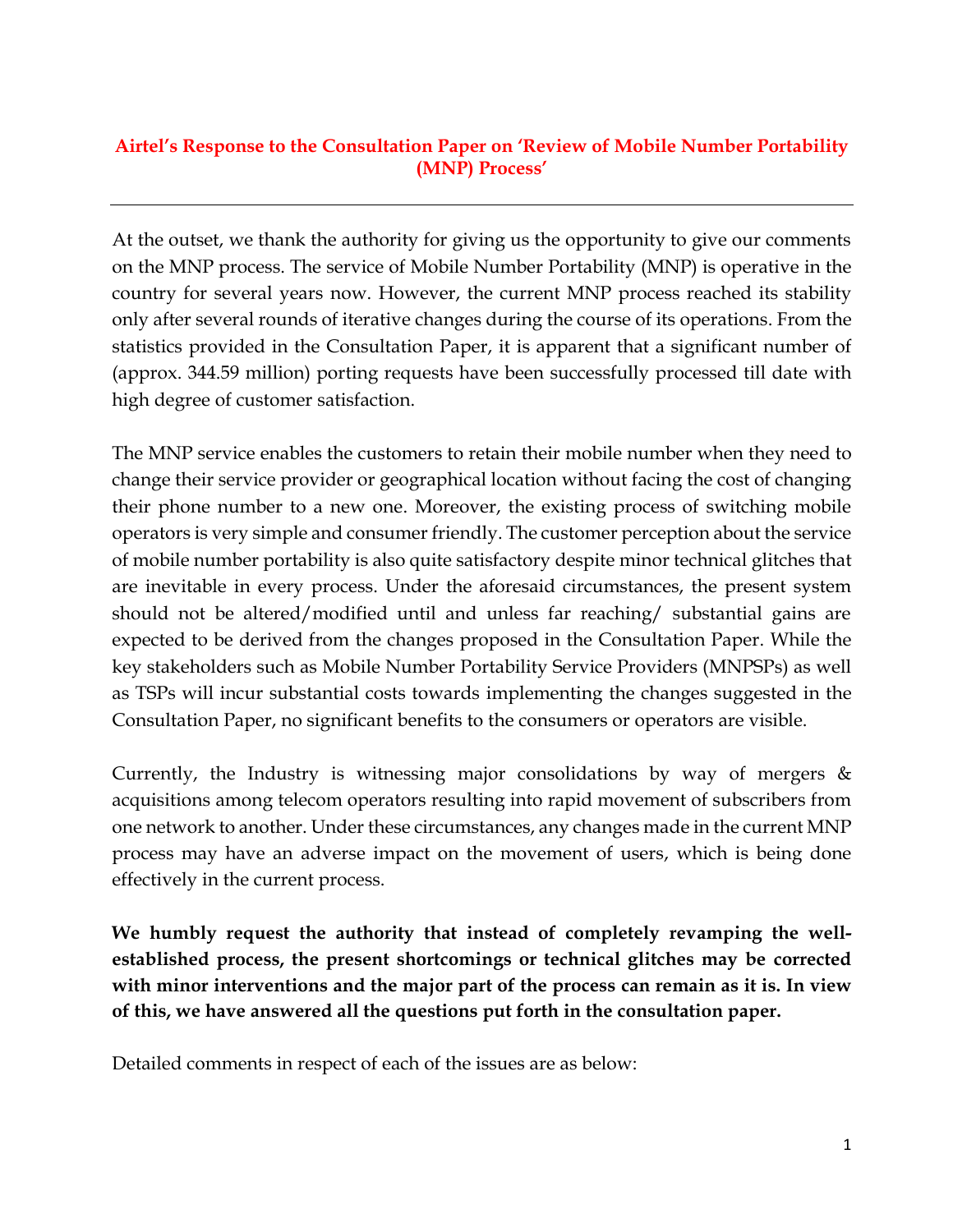**Airtel's Response to the Consultation Paper on 'Review of Mobile Number Portability (MNP) Process'**

---

At the outset, we thank the authority for giving us the opportunity to give our comments on the MNP process. The service of Mobile Number Portability (MNP) is operative in the country for several years now. However, the current MNP process reached its stability only after several rounds of iterative changes during the course of its operations. From the statistics provided in the Consultation Paper, it is apparent that a significant number of (approx. 344.59 million) porting requests have been successfully processed till date with high degree of customer satisfaction.

The MNP service enables the customers to retain their mobile number when they need to change their service provider or geographical location without facing the cost of changing their phone number to a new one. Moreover, the existing process of switching mobile operators is very simple and consumer friendly. The customer perception about the service of mobile number portability is also quite satisfactory despite minor technical glitches that are inevitable in every process. Under the aforesaid circumstances, the present system should not be altered/modified until and unless far reaching/ substantial gains are expected to be derived from the changes proposed in the Consultation Paper. While the key stakeholders such as Mobile Number Portability Service Providers (MNPSPs) as well as TSPs will incur substantial costs towards implementing the changes suggested in the Consultation Paper, no significant benefits to the consumers or operators are visible.

Currently, the Industry is witnessing major consolidations by way of mergers & acquisitions among telecom operators resulting into rapid movement of subscribers from one network to another. Under these circumstances, any changes made in the current MNP process may have an adverse impact on the movement of users, which is being done effectively in the current process.

**We humbly request the authority that instead of completely revamping the well-established process, the present shortcomings or technical glitches may be corrected with minor interventions and the major part of the process can remain as it is. In view of this, we have answered all the questions put forth in the consultation paper.**

Detailed comments in respect of each of the issues are as below: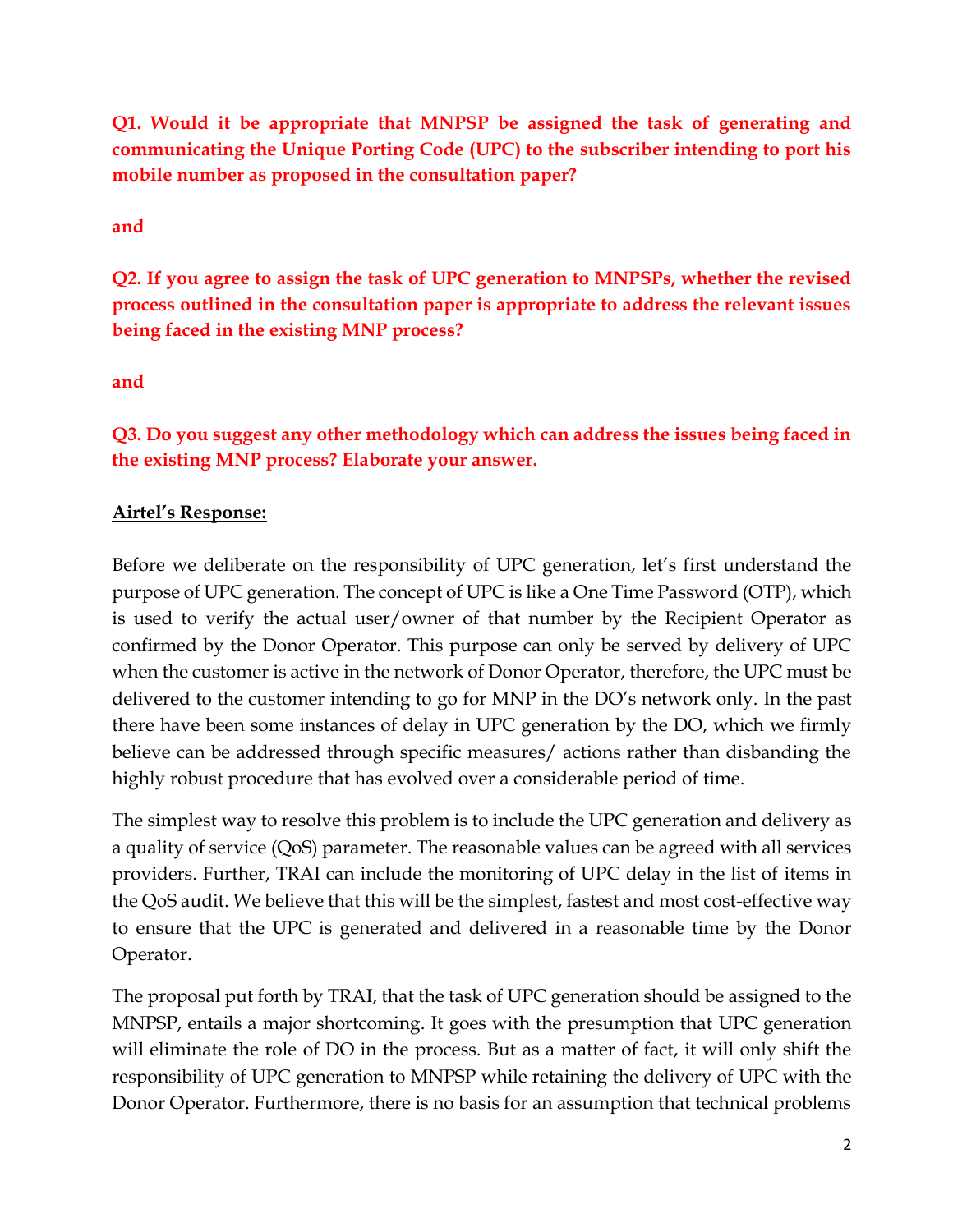**Q1. Would it be appropriate that MNPSP be assigned the task of generating and communicating the Unique Porting Code (UPC) to the subscriber intending to port his mobile number as proposed in the consultation paper?**

**and**

**Q2. If you agree to assign the task of UPC generation to MNPSPs, whether the revised process outlined in the consultation paper is appropriate to address the relevant issues being faced in the existing MNP process?**

**and**

**Q3. Do you suggest any other methodology which can address the issues being faced in the existing MNP process? Elaborate your answer.**

**Airtel's Response:**

Before we deliberate on the responsibility of UPC generation, let's first understand the purpose of UPC generation. The concept of UPC is like a One Time Password (OTP), which is used to verify the actual user/owner of that number by the Recipient Operator as confirmed by the Donor Operator. This purpose can only be served by delivery of UPC when the customer is active in the network of Donor Operator, therefore, the UPC must be delivered to the customer intending to go for MNP in the DO's network only. In the past there have been some instances of delay in UPC generation by the DO, which we firmly believe can be addressed through specific measures/ actions rather than disbanding the highly robust procedure that has evolved over a considerable period of time.

The simplest way to resolve this problem is to include the UPC generation and delivery as a quality of service (QoS) parameter. The reasonable values can be agreed with all services providers. Further, TRAI can include the monitoring of UPC delay in the list of items in the QoS audit. We believe that this will be the simplest, fastest and most cost-effective way to ensure that the UPC is generated and delivered in a reasonable time by the Donor Operator.

The proposal put forth by TRAI, that the task of UPC generation should be assigned to the MNPSP, entails a major shortcoming. It goes with the presumption that UPC generation will eliminate the role of DO in the process. But as a matter of fact, it will only shift the responsibility of UPC generation to MNPSP while retaining the delivery of UPC with the Donor Operator. Furthermore, there is no basis for an assumption that technical problems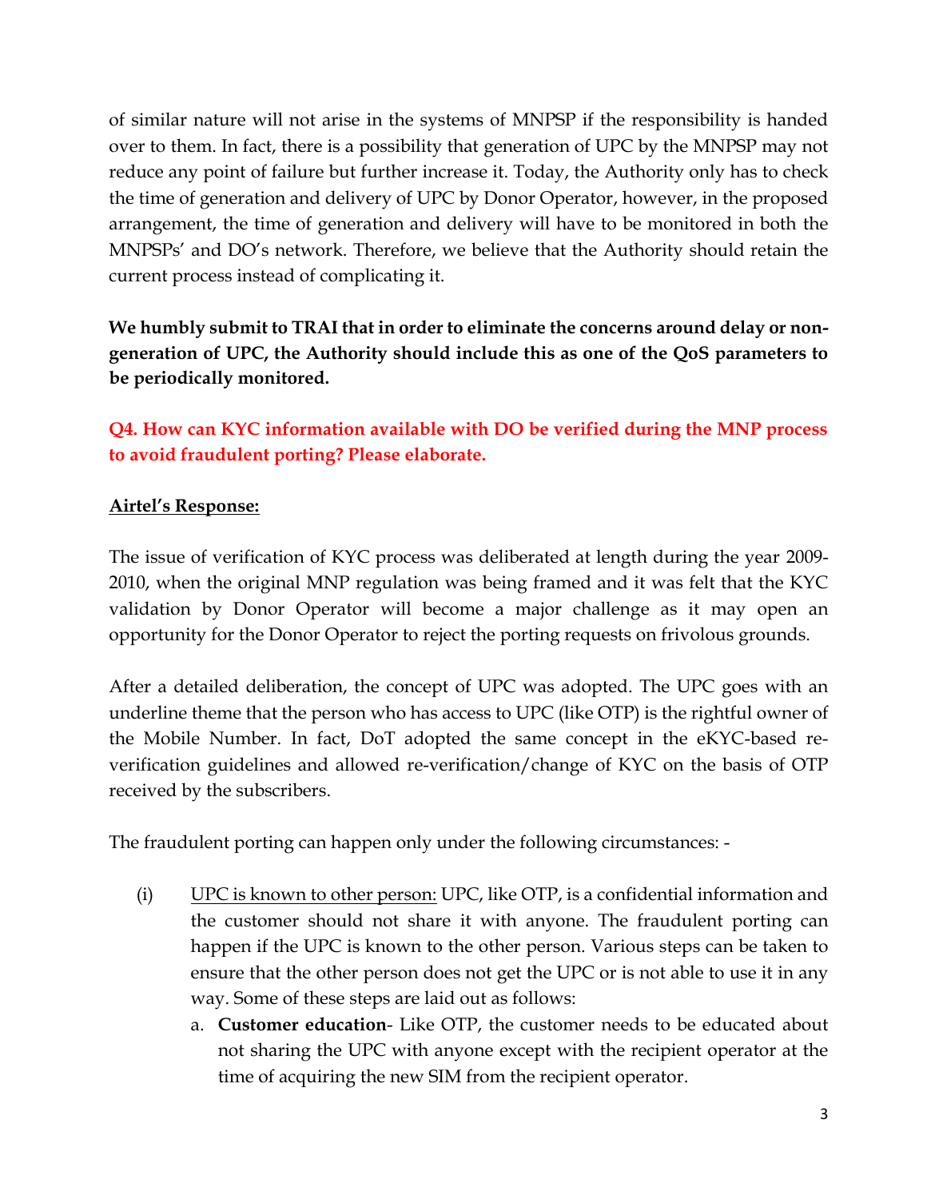of similar nature will not arise in the systems of MNPSP if the responsibility is handed over to them. In fact, there is a possibility that generation of UPC by the MNPSP may not reduce any point of failure but further increase it. Today, the Authority only has to check the time of generation and delivery of UPC by Donor Operator, however, in the proposed arrangement, the time of generation and delivery will have to be monitored in both the MNPSPs' and DO's network. Therefore, we believe that the Authority should retain the current process instead of complicating it.

**We humbly submit to TRAI that in order to eliminate the concerns around delay or non-generation of UPC, the Authority should include this as one of the QoS parameters to be periodically monitored.**

**Q4. How can KYC information available with DO be verified during the MNP process to avoid fraudulent porting? Please elaborate.**

**Airtel's Response:**

The issue of verification of KYC process was deliberated at length during the year 2009-2010, when the original MNP regulation was being framed and it was felt that the KYC validation by Donor Operator will become a major challenge as it may open an opportunity for the Donor Operator to reject the porting requests on frivolous grounds.

After a detailed deliberation, the concept of UPC was adopted. The UPC goes with an underline theme that the person who has access to UPC (like OTP) is the rightful owner of the Mobile Number. In fact, DoT adopted the same concept in the eKYC-based re-verification guidelines and allowed re-verification/change of KYC on the basis of OTP received by the subscribers.

The fraudulent porting can happen only under the following circumstances: -

(i) UPC is known to other person: UPC, like OTP, is a confidential information and the customer should not share it with anyone. The fraudulent porting can happen if the UPC is known to the other person. Various steps can be taken to ensure that the other person does not get the UPC or is not able to use it in any way. Some of these steps are laid out as follows:

   a. **Customer education**- Like OTP, the customer needs to be educated about not sharing the UPC with anyone except with the recipient operator at the time of acquiring the new SIM from the recipient operator.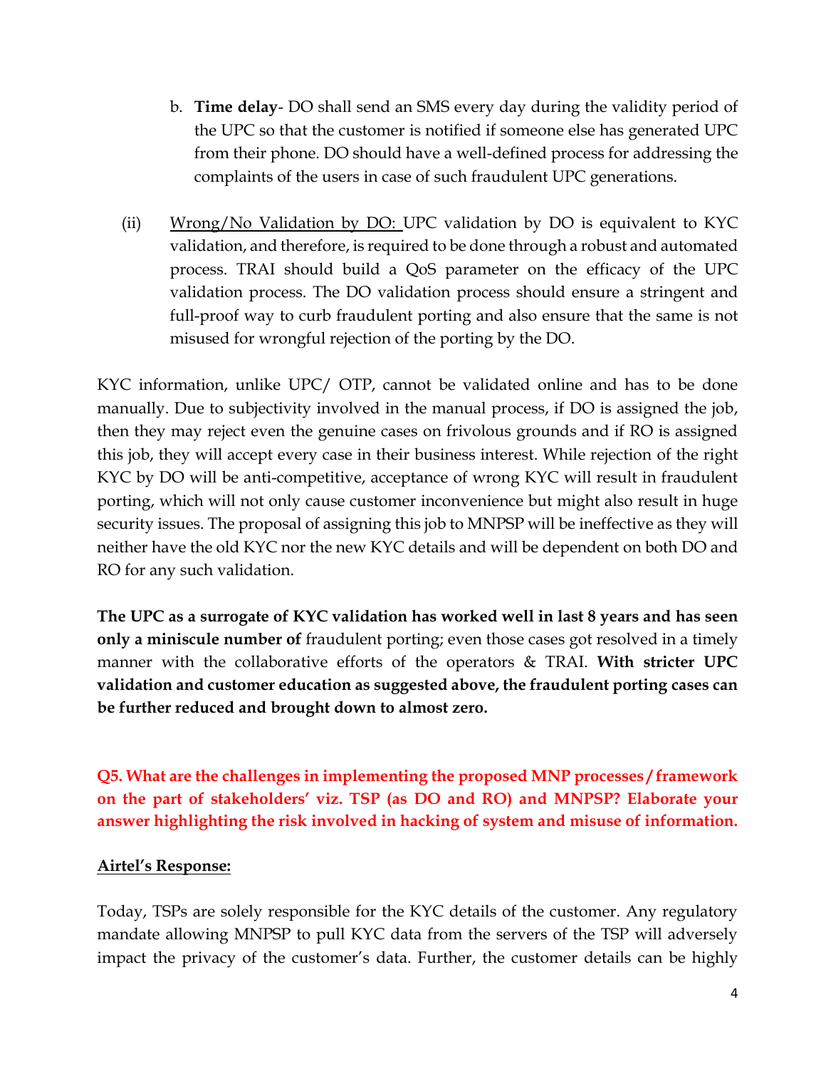b. **Time delay**- DO shall send an SMS every day during the validity period of the UPC so that the customer is notified if someone else has generated UPC from their phone. DO should have a well-defined process for addressing the complaints of the users in case of such fraudulent UPC generations.

(ii) Wrong/No Validation by DO: UPC validation by DO is equivalent to KYC validation, and therefore, is required to be done through a robust and automated process. TRAI should build a QoS parameter on the efficacy of the UPC validation process. The DO validation process should ensure a stringent and full-proof way to curb fraudulent porting and also ensure that the same is not misused for wrongful rejection of the porting by the DO.

KYC information, unlike UPC/ OTP, cannot be validated online and has to be done manually. Due to subjectivity involved in the manual process, if DO is assigned the job, then they may reject even the genuine cases on frivolous grounds and if RO is assigned this job, they will accept every case in their business interest. While rejection of the right KYC by DO will be anti-competitive, acceptance of wrong KYC will result in fraudulent porting, which will not only cause customer inconvenience but might also result in huge security issues. The proposal of assigning this job to MNPSP will be ineffective as they will neither have the old KYC nor the new KYC details and will be dependent on both DO and RO for any such validation.

**The UPC as a surrogate of KYC validation has worked well in last 8 years and has seen only a miniscule number of** fraudulent porting; even those cases got resolved in a timely manner with the collaborative efforts of the operators & TRAI. **With stricter UPC validation and customer education as suggested above, the fraudulent porting cases can be further reduced and brought down to almost zero.**

**Q5. What are the challenges in implementing the proposed MNP processes/framework on the part of stakeholders' viz. TSP (as DO and RO) and MNPSP? Elaborate your answer highlighting the risk involved in hacking of system and misuse of information.**

**Airtel's Response:**

Today, TSPs are solely responsible for the KYC details of the customer. Any regulatory mandate allowing MNPSP to pull KYC data from the servers of the TSP will adversely impact the privacy of the customer's data. Further, the customer details can be highly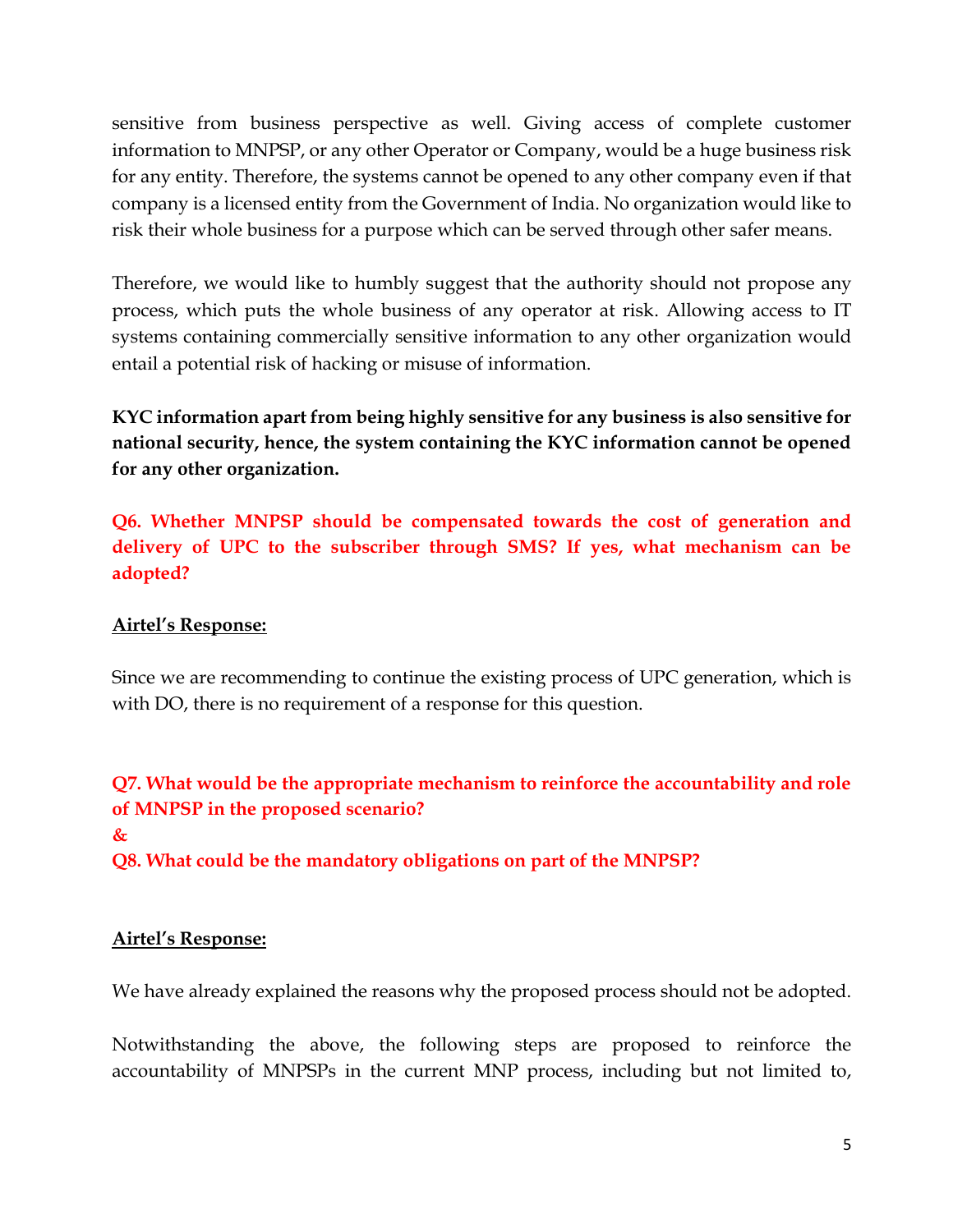sensitive from business perspective as well. Giving access of complete customer information to MNPSP, or any other Operator or Company, would be a huge business risk for any entity. Therefore, the systems cannot be opened to any other company even if that company is a licensed entity from the Government of India. No organization would like to risk their whole business for a purpose which can be served through other safer means.

Therefore, we would like to humbly suggest that the authority should not propose any process, which puts the whole business of any operator at risk. Allowing access to IT systems containing commercially sensitive information to any other organization would entail a potential risk of hacking or misuse of information.

**KYC information apart from being highly sensitive for any business is also sensitive for national security, hence, the system containing the KYC information cannot be opened for any other organization.**

**Q6. Whether MNPSP should be compensated towards the cost of generation and delivery of UPC to the subscriber through SMS? If yes, what mechanism can be adopted?**

**Airtel's Response:**

Since we are recommending to continue the existing process of UPC generation, which is with DO, there is no requirement of a response for this question.

**Q7. What would be the appropriate mechanism to reinforce the accountability and role of MNPSP in the proposed scenario?**
**&**
**Q8. What could be the mandatory obligations on part of the MNPSP?**

**Airtel's Response:**

We have already explained the reasons why the proposed process should not be adopted.

Notwithstanding the above, the following steps are proposed to reinforce the accountability of MNPSPs in the current MNP process, including but not limited to,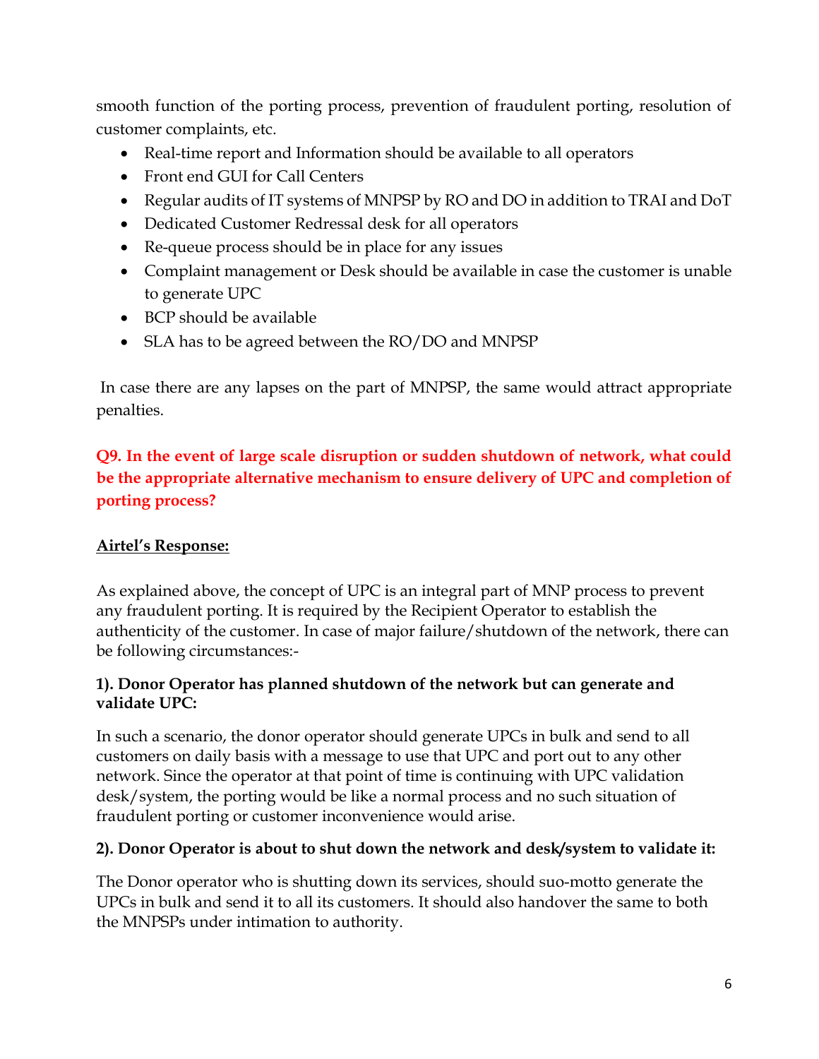smooth function of the porting process, prevention of fraudulent porting, resolution of customer complaints, etc.

- Real-time report and Information should be available to all operators
- Front end GUI for Call Centers
- Regular audits of IT systems of MNPSP by RO and DO in addition to TRAI and DoT
- Dedicated Customer Redressal desk for all operators
- Re-queue process should be in place for any issues
- Complaint management or Desk should be available in case the customer is unable to generate UPC
- BCP should be available
- SLA has to be agreed between the RO/DO and MNPSP

In case there are any lapses on the part of MNPSP, the same would attract appropriate penalties.

**Q9. In the event of large scale disruption or sudden shutdown of network, what could be the appropriate alternative mechanism to ensure delivery of UPC and completion of porting process?**

**Airtel's Response:**

As explained above, the concept of UPC is an integral part of MNP process to prevent any fraudulent porting. It is required by the Recipient Operator to establish the authenticity of the customer. In case of major failure/shutdown of the network, there can be following circumstances:-

**1). Donor Operator has planned shutdown of the network but can generate and validate UPC:**

In such a scenario, the donor operator should generate UPCs in bulk and send to all customers on daily basis with a message to use that UPC and port out to any other network. Since the operator at that point of time is continuing with UPC validation desk/system, the porting would be like a normal process and no such situation of fraudulent porting or customer inconvenience would arise.

**2). Donor Operator is about to shut down the network and desk/system to validate it:**

The Donor operator who is shutting down its services, should suo-motto generate the UPCs in bulk and send it to all its customers. It should also handover the same to both the MNPSPs under intimation to authority.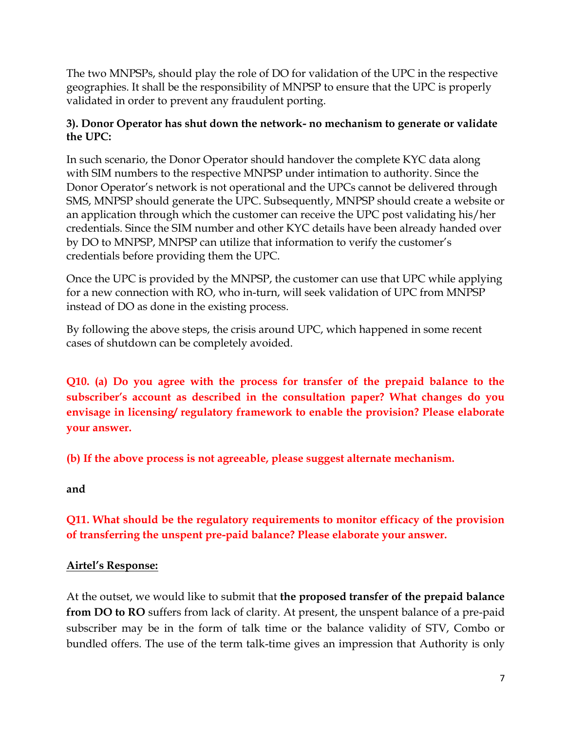The two MNPSPs, should play the role of DO for validation of the UPC in the respective geographies. It shall be the responsibility of MNPSP to ensure that the UPC is properly validated in order to prevent any fraudulent porting.

**3). Donor Operator has shut down the network- no mechanism to generate or validate the UPC:**

In such scenario, the Donor Operator should handover the complete KYC data along with SIM numbers to the respective MNPSP under intimation to authority. Since the Donor Operator's network is not operational and the UPCs cannot be delivered through SMS, MNPSP should generate the UPC. Subsequently, MNPSP should create a website or an application through which the customer can receive the UPC post validating his/her credentials. Since the SIM number and other KYC details have been already handed over by DO to MNPSP, MNPSP can utilize that information to verify the customer's credentials before providing them the UPC.

Once the UPC is provided by the MNPSP, the customer can use that UPC while applying for a new connection with RO, who in-turn, will seek validation of UPC from MNPSP instead of DO as done in the existing process.

By following the above steps, the crisis around UPC, which happened in some recent cases of shutdown can be completely avoided.

**Q10. (a) Do you agree with the process for transfer of the prepaid balance to the subscriber's account as described in the consultation paper? What changes do you envisage in licensing/ regulatory framework to enable the provision? Please elaborate your answer.**

**(b) If the above process is not agreeable, please suggest alternate mechanism.**

**and**

**Q11. What should be the regulatory requirements to monitor efficacy of the provision of transferring the unspent pre-paid balance? Please elaborate your answer.**

**Airtel's Response:**

At the outset, we would like to submit that **the proposed transfer of the prepaid balance from DO to RO** suffers from lack of clarity. At present, the unspent balance of a pre-paid subscriber may be in the form of talk time or the balance validity of STV, Combo or bundled offers. The use of the term talk-time gives an impression that Authority is only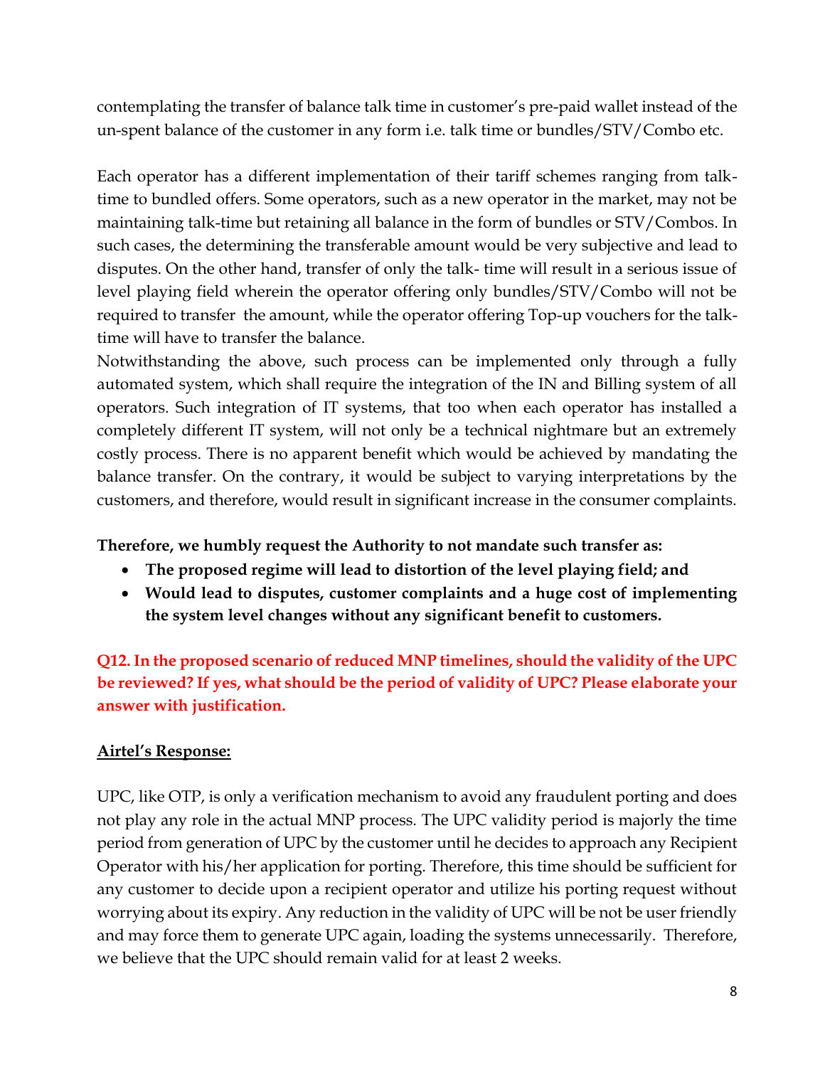contemplating the transfer of balance talk time in customer's pre-paid wallet instead of the un-spent balance of the customer in any form i.e. talk time or bundles/STV/Combo etc.

Each operator has a different implementation of their tariff schemes ranging from talk-time to bundled offers. Some operators, such as a new operator in the market, may not be maintaining talk-time but retaining all balance in the form of bundles or STV/Combos. In such cases, the determining the transferable amount would be very subjective and lead to disputes. On the other hand, transfer of only the talk- time will result in a serious issue of level playing field wherein the operator offering only bundles/STV/Combo will not be required to transfer the amount, while the operator offering Top-up vouchers for the talk-time will have to transfer the balance.
Notwithstanding the above, such process can be implemented only through a fully automated system, which shall require the integration of the IN and Billing system of all operators. Such integration of IT systems, that too when each operator has installed a completely different IT system, will not only be a technical nightmare but an extremely costly process. There is no apparent benefit which would be achieved by mandating the balance transfer. On the contrary, it would be subject to varying interpretations by the customers, and therefore, would result in significant increase in the consumer complaints.

**Therefore, we humbly request the Authority to not mandate such transfer as:**

- **The proposed regime will lead to distortion of the level playing field; and**
- **Would lead to disputes, customer complaints and a huge cost of implementing the system level changes without any significant benefit to customers.**

**Q12. In the proposed scenario of reduced MNP timelines, should the validity of the UPC be reviewed? If yes, what should be the period of validity of UPC? Please elaborate your answer with justification.**

**<u>Airtel's Response:</u>**

UPC, like OTP, is only a verification mechanism to avoid any fraudulent porting and does not play any role in the actual MNP process. The UPC validity period is majorly the time period from generation of UPC by the customer until he decides to approach any Recipient Operator with his/her application for porting. Therefore, this time should be sufficient for any customer to decide upon a recipient operator and utilize his porting request without worrying about its expiry. Any reduction in the validity of UPC will be not be user friendly and may force them to generate UPC again, loading the systems unnecessarily. Therefore, we believe that the UPC should remain valid for at least 2 weeks.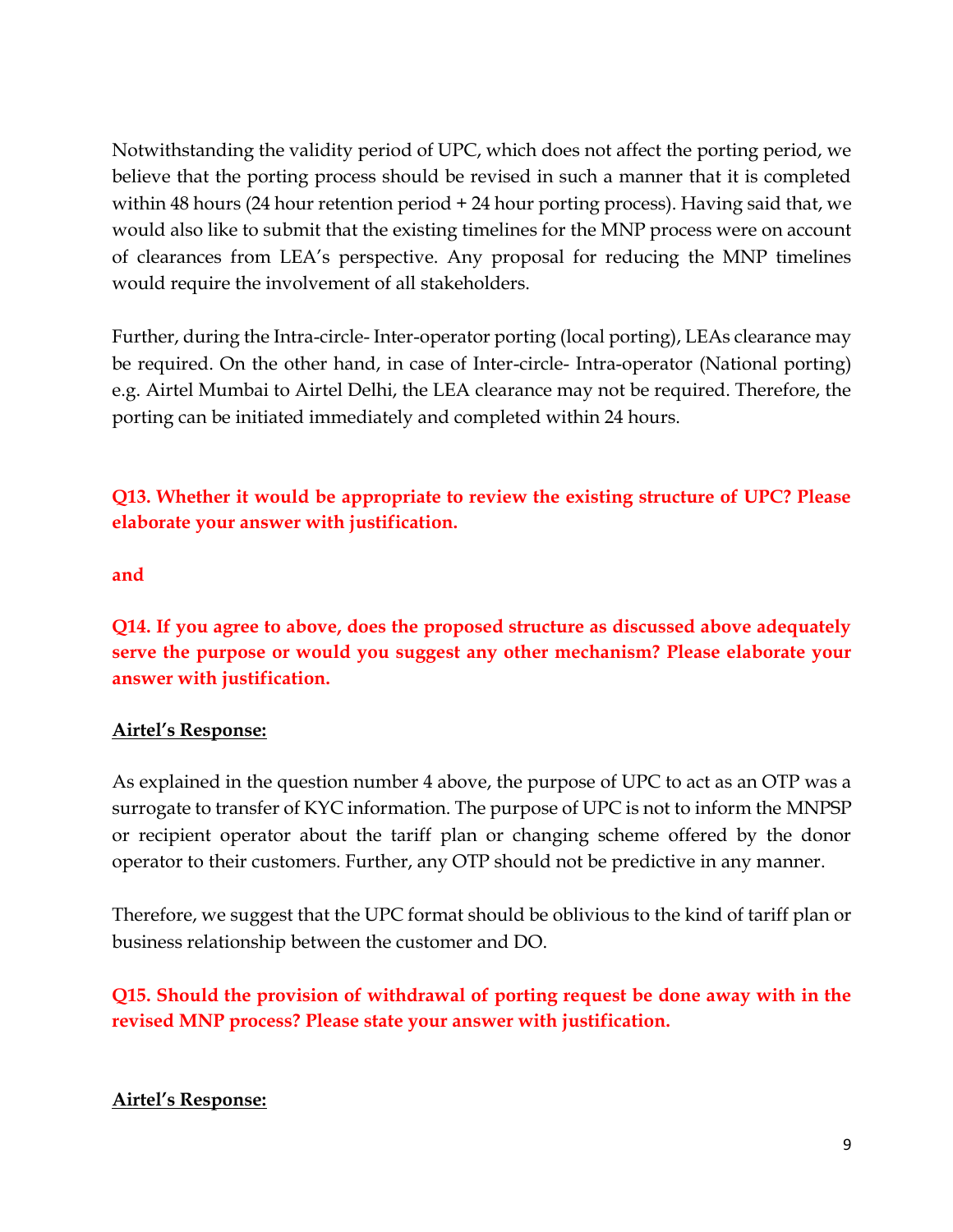Notwithstanding the validity period of UPC, which does not affect the porting period, we believe that the porting process should be revised in such a manner that it is completed within 48 hours (24 hour retention period + 24 hour porting process). Having said that, we would also like to submit that the existing timelines for the MNP process were on account of clearances from LEA's perspective. Any proposal for reducing the MNP timelines would require the involvement of all stakeholders.

Further, during the Intra-circle- Inter-operator porting (local porting), LEAs clearance may be required. On the other hand, in case of Inter-circle- Intra-operator (National porting) e.g. Airtel Mumbai to Airtel Delhi, the LEA clearance may not be required. Therefore, the porting can be initiated immediately and completed within 24 hours.

**Q13. Whether it would be appropriate to review the existing structure of UPC? Please elaborate your answer with justification.**

**and**

**Q14. If you agree to above, does the proposed structure as discussed above adequately serve the purpose or would you suggest any other mechanism? Please elaborate your answer with justification.**

**Airtel's Response:**

As explained in the question number 4 above, the purpose of UPC to act as an OTP was a surrogate to transfer of KYC information. The purpose of UPC is not to inform the MNPSP or recipient operator about the tariff plan or changing scheme offered by the donor operator to their customers. Further, any OTP should not be predictive in any manner.

Therefore, we suggest that the UPC format should be oblivious to the kind of tariff plan or business relationship between the customer and DO.

**Q15. Should the provision of withdrawal of porting request be done away with in the revised MNP process? Please state your answer with justification.**

**Airtel's Response:**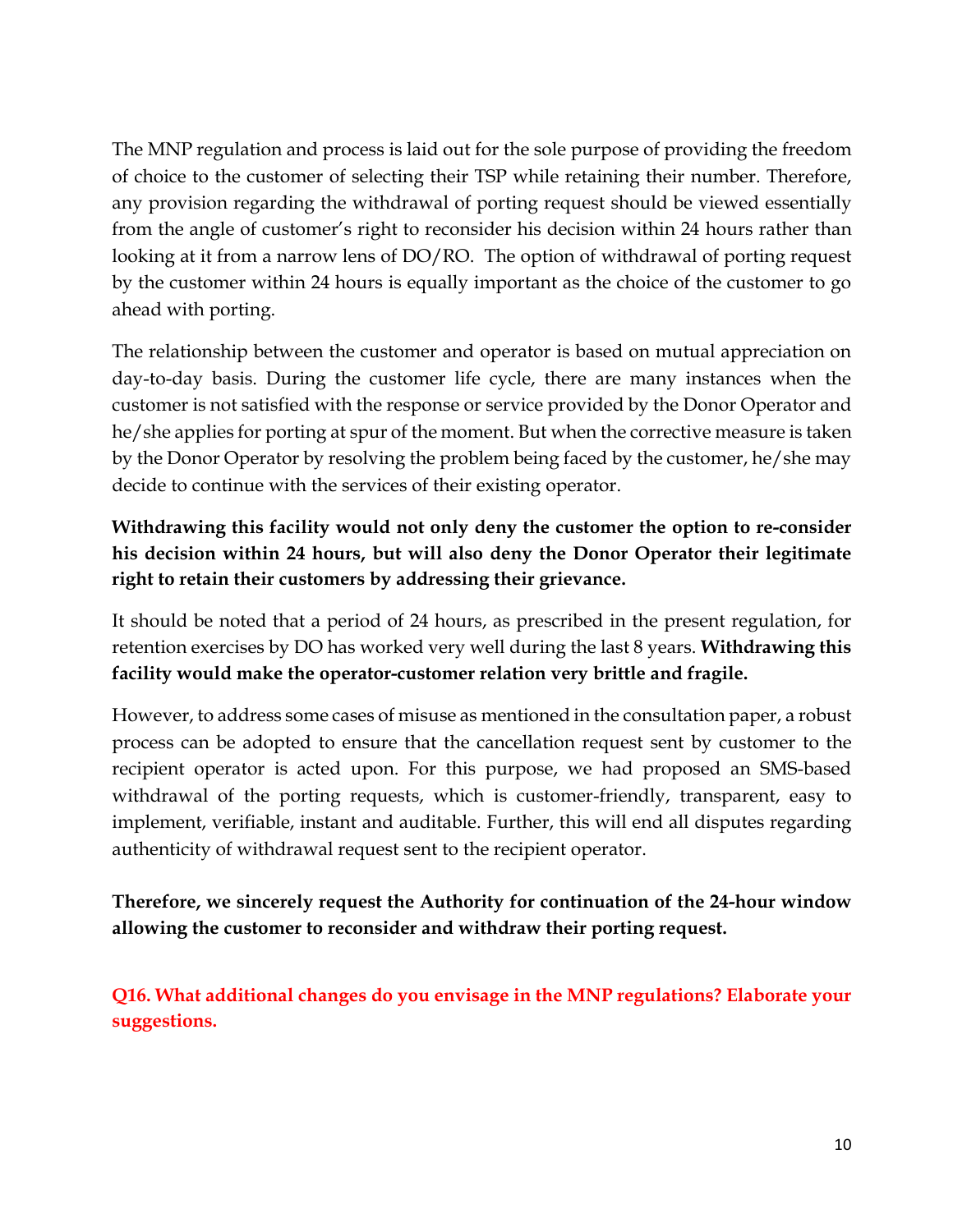The MNP regulation and process is laid out for the sole purpose of providing the freedom of choice to the customer of selecting their TSP while retaining their number. Therefore, any provision regarding the withdrawal of porting request should be viewed essentially from the angle of customer's right to reconsider his decision within 24 hours rather than looking at it from a narrow lens of DO/RO. The option of withdrawal of porting request by the customer within 24 hours is equally important as the choice of the customer to go ahead with porting.

The relationship between the customer and operator is based on mutual appreciation on day-to-day basis. During the customer life cycle, there are many instances when the customer is not satisfied with the response or service provided by the Donor Operator and he/she applies for porting at spur of the moment. But when the corrective measure is taken by the Donor Operator by resolving the problem being faced by the customer, he/she may decide to continue with the services of their existing operator.

**Withdrawing this facility would not only deny the customer the option to re-consider his decision within 24 hours, but will also deny the Donor Operator their legitimate right to retain their customers by addressing their grievance.**

It should be noted that a period of 24 hours, as prescribed in the present regulation, for retention exercises by DO has worked very well during the last 8 years. **Withdrawing this facility would make the operator-customer relation very brittle and fragile.**

However, to address some cases of misuse as mentioned in the consultation paper, a robust process can be adopted to ensure that the cancellation request sent by customer to the recipient operator is acted upon. For this purpose, we had proposed an SMS-based withdrawal of the porting requests, which is customer-friendly, transparent, easy to implement, verifiable, instant and auditable. Further, this will end all disputes regarding authenticity of withdrawal request sent to the recipient operator.

**Therefore, we sincerely request the Authority for continuation of the 24-hour window allowing the customer to reconsider and withdraw their porting request.**

**Q16. What additional changes do you envisage in the MNP regulations? Elaborate your suggestions.**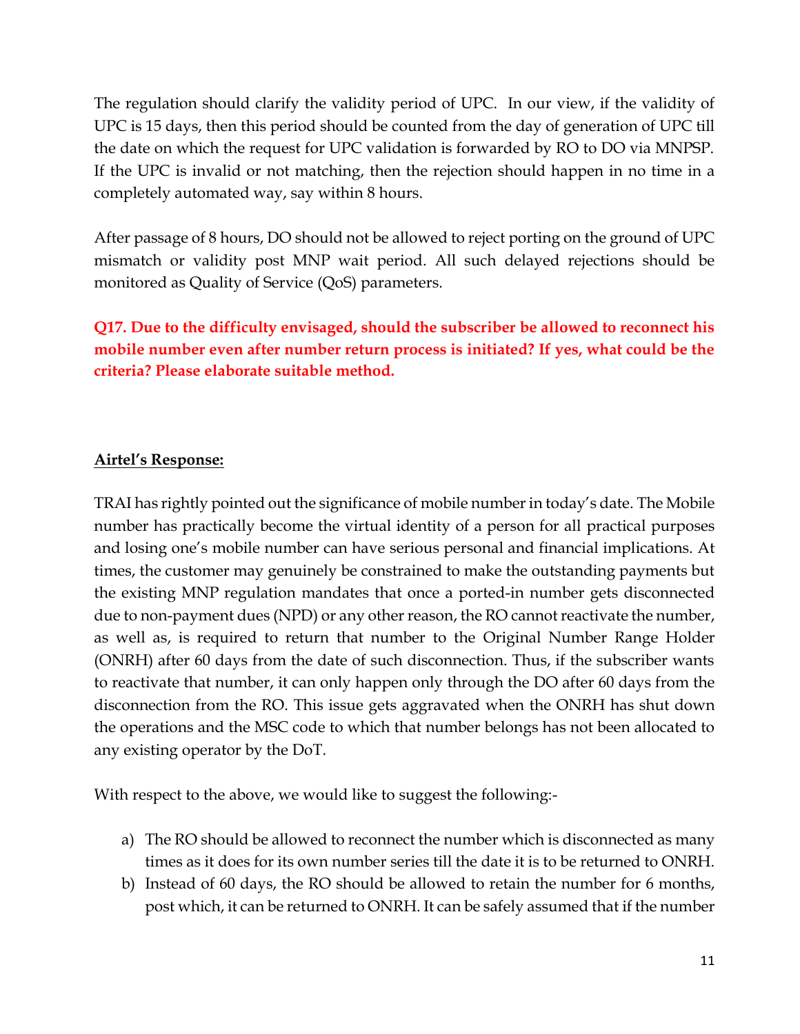The regulation should clarify the validity period of UPC. In our view, if the validity of UPC is 15 days, then this period should be counted from the day of generation of UPC till the date on which the request for UPC validation is forwarded by RO to DO via MNPSP. If the UPC is invalid or not matching, then the rejection should happen in no time in a completely automated way, say within 8 hours.

After passage of 8 hours, DO should not be allowed to reject porting on the ground of UPC mismatch or validity post MNP wait period. All such delayed rejections should be monitored as Quality of Service (QoS) parameters.

**Q17. Due to the difficulty envisaged, should the subscriber be allowed to reconnect his mobile number even after number return process is initiated? If yes, what could be the criteria? Please elaborate suitable method.**

**Airtel's Response:**

TRAI has rightly pointed out the significance of mobile number in today's date. The Mobile number has practically become the virtual identity of a person for all practical purposes and losing one's mobile number can have serious personal and financial implications. At times, the customer may genuinely be constrained to make the outstanding payments but the existing MNP regulation mandates that once a ported-in number gets disconnected due to non-payment dues (NPD) or any other reason, the RO cannot reactivate the number, as well as, is required to return that number to the Original Number Range Holder (ONRH) after 60 days from the date of such disconnection. Thus, if the subscriber wants to reactivate that number, it can only happen only through the DO after 60 days from the disconnection from the RO. This issue gets aggravated when the ONRH has shut down the operations and the MSC code to which that number belongs has not been allocated to any existing operator by the DoT.

With respect to the above, we would like to suggest the following:-

a) The RO should be allowed to reconnect the number which is disconnected as many times as it does for its own number series till the date it is to be returned to ONRH.
b) Instead of 60 days, the RO should be allowed to retain the number for 6 months, post which, it can be returned to ONRH. It can be safely assumed that if the number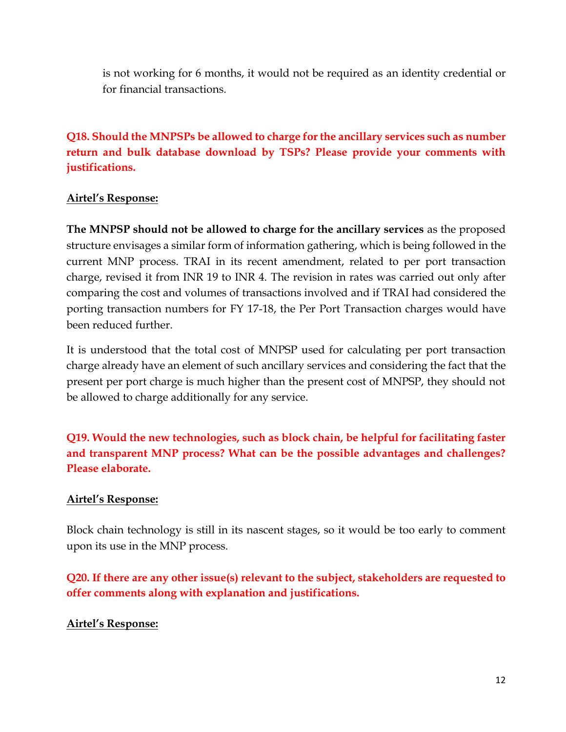is not working for 6 months, it would not be required as an identity credential or for financial transactions.

**Q18. Should the MNPSPs be allowed to charge for the ancillary services such as number return and bulk database download by TSPs? Please provide your comments with justifications.**

**Airtel's Response:**

**The MNPSP should not be allowed to charge for the ancillary services** as the proposed structure envisages a similar form of information gathering, which is being followed in the current MNP process. TRAI in its recent amendment, related to per port transaction charge, revised it from INR 19 to INR 4. The revision in rates was carried out only after comparing the cost and volumes of transactions involved and if TRAI had considered the porting transaction numbers for FY 17-18, the Per Port Transaction charges would have been reduced further.

It is understood that the total cost of MNPSP used for calculating per port transaction charge already have an element of such ancillary services and considering the fact that the present per port charge is much higher than the present cost of MNPSP, they should not be allowed to charge additionally for any service.

**Q19. Would the new technologies, such as block chain, be helpful for facilitating faster and transparent MNP process? What can be the possible advantages and challenges? Please elaborate.**

**Airtel's Response:**

Block chain technology is still in its nascent stages, so it would be too early to comment upon its use in the MNP process.

**Q20. If there are any other issue(s) relevant to the subject, stakeholders are requested to offer comments along with explanation and justifications.**

**Airtel's Response:**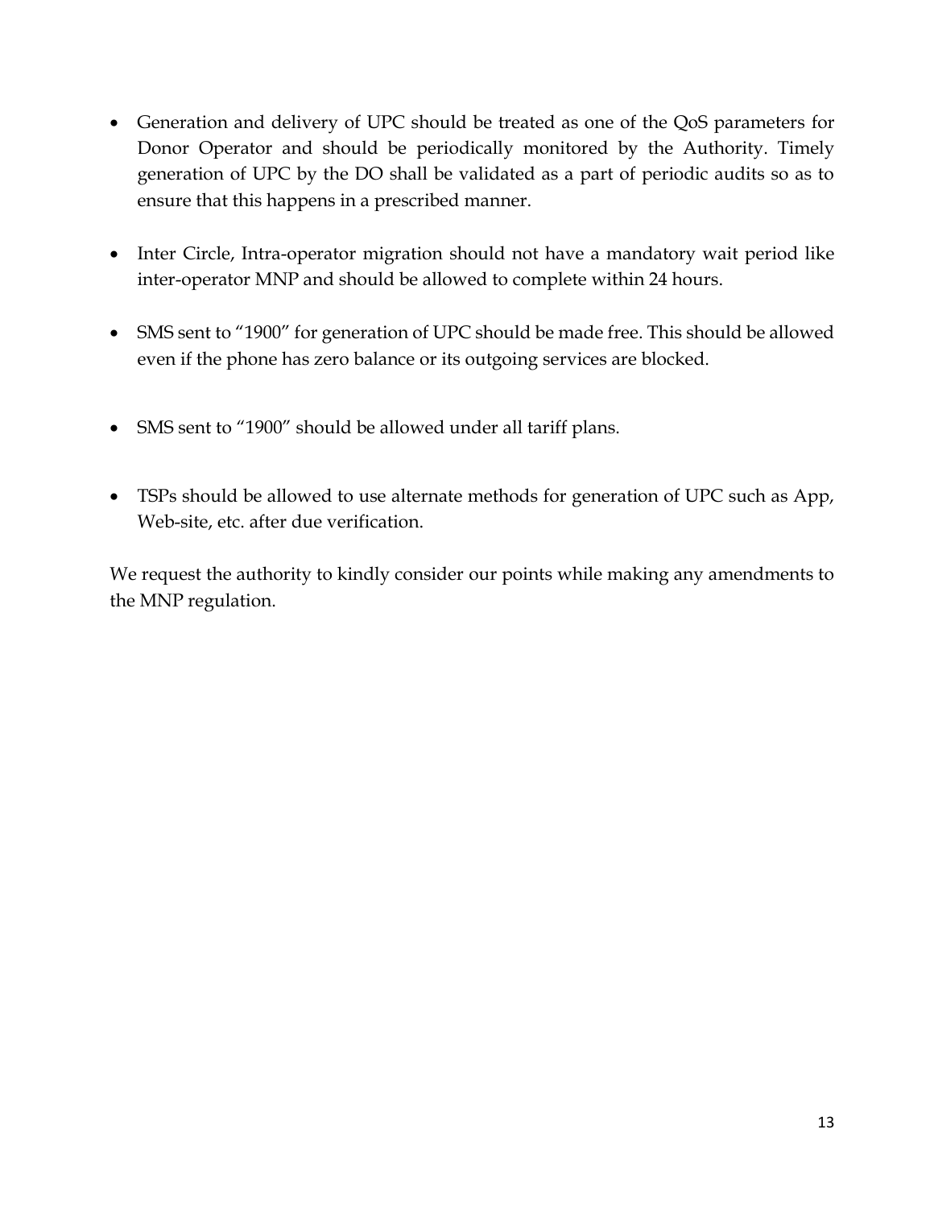- Generation and delivery of UPC should be treated as one of the QoS parameters for Donor Operator and should be periodically monitored by the Authority. Timely generation of UPC by the DO shall be validated as a part of periodic audits so as to ensure that this happens in a prescribed manner.

- Inter Circle, Intra-operator migration should not have a mandatory wait period like inter-operator MNP and should be allowed to complete within 24 hours.

- SMS sent to “1900” for generation of UPC should be made free. This should be allowed even if the phone has zero balance or its outgoing services are blocked.

- SMS sent to “1900” should be allowed under all tariff plans.

- TSPs should be allowed to use alternate methods for generation of UPC such as App, Web-site, etc. after due verification.

We request the authority to kindly consider our points while making any amendments to the MNP regulation.